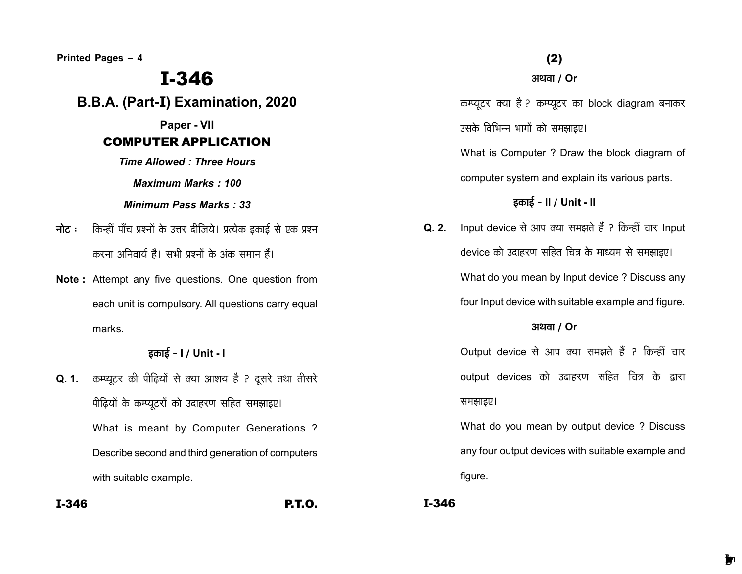Printed Pages – 4

# I-346

## B.B.A. (Part-I) Examination, 2020

### Paper - VII

### COMPUTER APPLICATION

*Time Allowed : Three Hours*

*Maximum Marks : 100*

*Minimum Pass Marks : 33*

**नोट :** किन्हीं पाँच प्रश्नों के उत्तर दीजिये। प्रत्येक इकाई से एक प्रश्न करना अनिवार्य है। सभी प्रश्नों के अंक समान हैं।

**Note :** Attempt any five questions. One question from each unit is compulsory. All questions carry equal marks.

**इकाई - I / Unit - I**

**Q. 1.** कम्प्यूटर की पीढ़ियों से क्या आशय है ? दूसरे तथा तीसरे पीढ़ियों के कम्प्यूटरों को उदाहरण सहित समझाइए।

What is meant by Computer Generations ? Describe second and third generation of computers with suitable example.

**अथवा / Or**

कम्प्यूटर क्या है ? कम्प्यूटर का block diagram बनाकर उसके विभिन्न भागों को समझाइए।

What is Computer ? Draw the block diagram of computer system and explain its various parts.

**इकाई - II / Unit - II**

**Q. 2.** Input device से आप क्या समझते हैं ? किन्हीं चार Input device को उदाहरण सहित चित्र के माध्यम से समझाइए।

What do you mean by Input device ? Discuss any four Input device with suitable example and figure.

**अथवा / Or**

Output device से आप क्या समझते हैं ? किन्हीं चार output devices को उदाहरण सहित चित्र के द्वारा समझाइए।

What do you mean by output device ? Discuss any four output devices with suitable example and figure.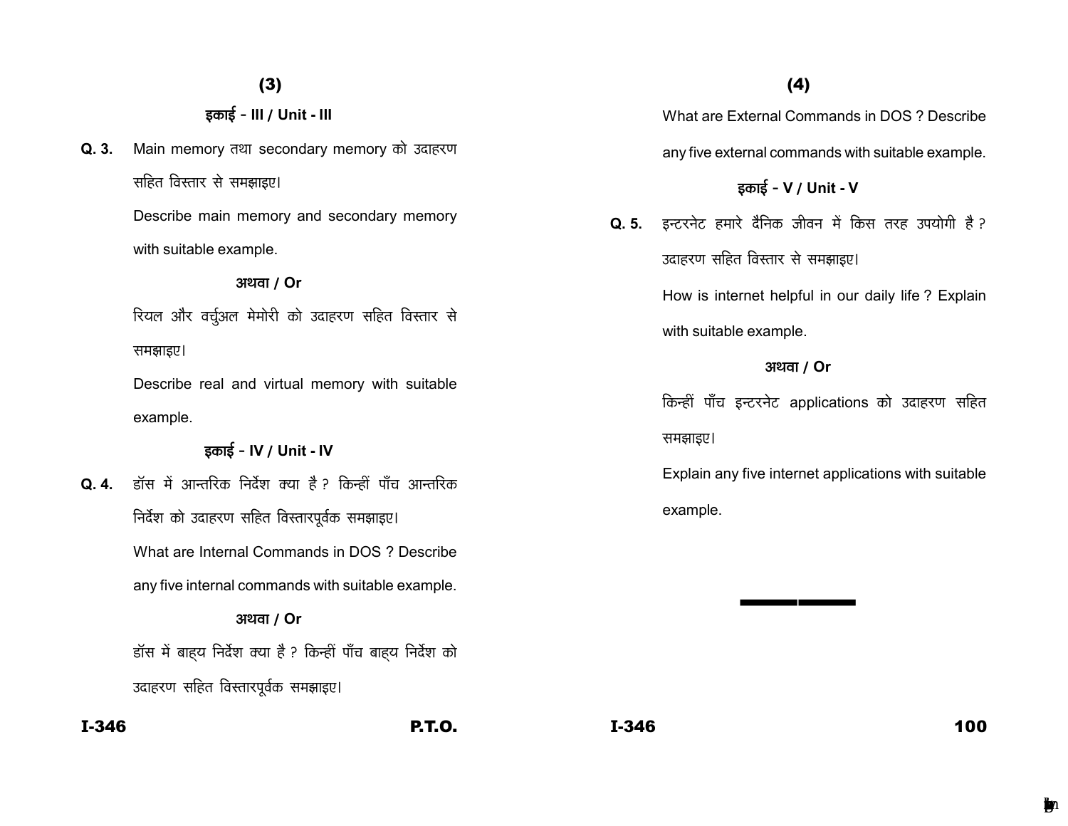## इकाई - III / Unit - III

**Q. 3.** Main memory तथा secondary memory को उदाहरण सहित विस्तार से समझाइए।

Describe main memory and secondary memory with suitable example.

**अथवा / Or**

रियल और वर्चुअल मेमोरी को उदाहरण सहित विस्तार से समझाइए।

Describe real and virtual memory with suitable example.

## इकाई - IV / Unit - IV

**Q. 4.** डॉस में आन्तरिक निर्देश क्या है? किन्हीं पाँच आन्तरिक निर्देश को उदाहरण सहित विस्तारपूर्वक समझाइए।

What are Internal Commands in DOS ? Describe any five internal commands with suitable example.

**अथवा / Or**

डॉस में बाह्य निर्देश क्या है? किन्हीं पाँच बाह्य निर्देश को उदाहरण सहित विस्तारपूर्वक समझाइए।

What are External Commands in DOS ? Describe any five external commands with suitable example.

## इकाई - V / Unit - V

**Q. 5.** इन्टरनेट हमारे दैनिक जीवन में किस तरह उपयोगी है? उदाहरण सहित विस्तार से समझाइए।

How is internet helpful in our daily life ? Explain with suitable example.

**अथवा / Or**

किन्हीं पाँच इन्टरनेट applications को उदाहरण सहित समझाइए।

Explain any five internet applications with suitable example.